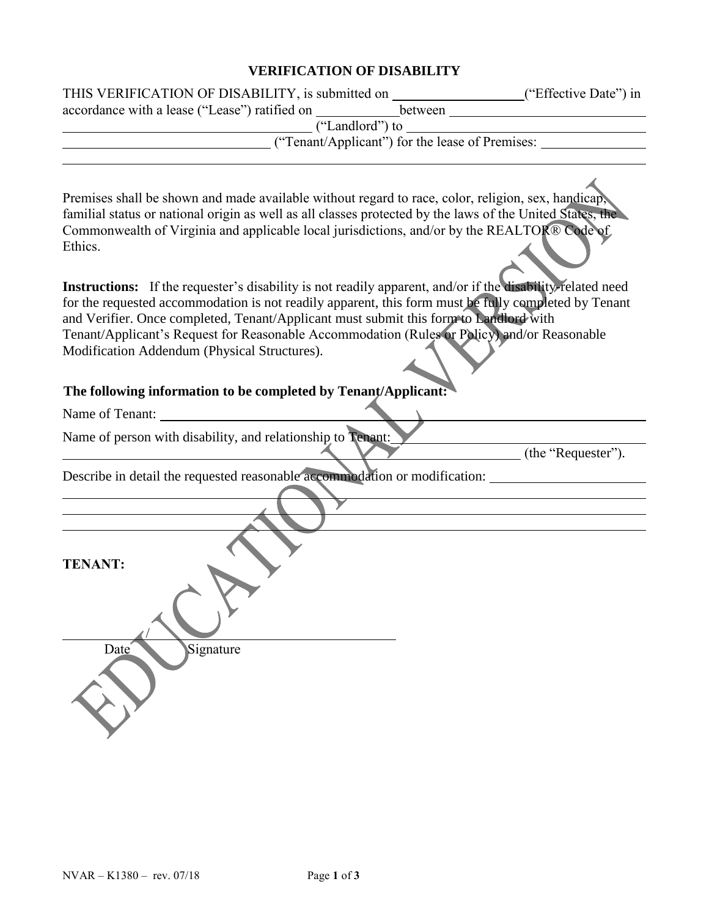# VERIFICATION OF DISABILITY

THIS VERIFICATION OF DISABILITY, is submitted on \_\_\_\_\_\_\_\_\_\_\_\_\_\_\_\_\_\_\_\_("Effective Date") in accordance with a lease ("Lease") ratified on \_\_\_\_\_\_\_\_\_\_\_\_\_between \_\_\_\_\_\_\_\_\_\_\_\_\_\_\_\_\_\_\_\_\_\_\_\_\_\_\_\_\_\_\_\_\_\_\_\_\_\_\_\_\_\_\_\_\_\_\_\_\_\_\_\_\_\_\_\_\_\_\_\_\_\_\_\_ ("Landlord") to \_\_\_\_\_\_\_\_\_\_\_\_\_\_\_\_\_\_\_\_\_\_\_\_\_\_\_\_\_\_\_\_\_\_\_\_\_\_\_\_\_\_\_\_\_\_\_\_\_\_\_\_\_\_\_\_\_\_\_\_\_\_\_\_ ("Tenant/Applicant") for the lease of Premises: \_\_\_\_\_\_\_\_\_\_\_\_\_\_\_\_\_\_\_\_\_\_\_\_\_\_\_\_\_\_\_\_\_\_\_\_\_\_\_\_\_\_\_\_\_\_\_\_\_\_\_\_\_\_\_\_\_\_\_\_\_\_\_\_\_\_\_\_\_\_\_\_\_\_\_\_\_\_\_\_\_\_\_\_\_\_\_\_\_\_\_\_\_\_

Premises shall be shown and made available without regard to race, color, religion, sex, handicap, familial status or national origin as well as all classes protected by the laws of the United States, the Commonwealth of Virginia and applicable local jurisdictions, and/or by the REALTOR® Code of Ethics.

**Instructions:** If the requester's disability is not readily apparent, and/or if the disability-related need for the requested accommodation is not readily apparent, this form must be fully completed by Tenant and Verifier. Once completed, Tenant/Applicant must submit this form to Landlord with Tenant/Applicant's Request for Reasonable Accommodation (Rules or Policy) and/or Reasonable Modification Addendum (Physical Structures).

**The following information to be completed by Tenant/Applicant:**

Name of Tenant: \_\_\_\_\_\_\_\_\_\_\_\_\_\_\_\_\_\_\_\_\_\_\_\_\_\_\_\_\_\_\_\_\_\_\_\_\_\_\_\_\_\_\_\_\_\_\_\_\_\_\_\_\_\_\_\_\_\_\_\_\_\_\_\_

Name of person with disability, and relationship to Tenant: \_\_\_\_\_\_\_\_\_\_\_\_\_\_\_\_\_\_\_\_\_\_\_\_\_\_\_\_\_\_\_\_\_\_\_\_\_\_\_\_\_\_\_\_\_\_\_\_\_\_\_\_\_\_\_\_\_\_\_\_\_\_\_\_\_\_\_\_\_\_\_\_\_\_\_\_\_\_\_\_\_\_\_\_\_\_\_\_\_\_\_\_\_\_\_\_\_\_\_\_ (the "Requester").

Describe in detail the requested reasonable accommodation or modification: \_\_\_\_\_\_\_\_\_\_\_\_\_\_\_\_\_\_\_\_\_\_\_\_\_\_\_\_\_\_\_\_\_\_\_\_\_\_\_\_\_\_\_\_\_\_\_\_\_\_\_\_\_\_\_\_\_\_\_\_\_\_\_\_\_\_\_\_\_\_\_\_\_\_\_\_\_\_\_\_\_\_\_\_\_\_\_\_\_\_\_\_\_\_\_\_\_\_\_\_

\_\_\_\_\_\_\_\_\_\_\_\_\_\_\_\_\_\_\_\_\_\_\_\_\_\_\_\_\_\_\_\_\_\_\_\_\_\_\_\_\_\_\_\_\_\_\_\_\_\_\_\_\_\_\_\_\_\_\_\_\_\_\_\_\_\_\_\_\_\_\_\_\_\_\_\_\_\_\_\_\_\_\_\_\_\_\_\_\_\_\_\_\_\_\_\_\_\_\_\_

\_\_\_\_\_\_\_\_\_\_\_\_\_\_\_\_\_\_\_\_\_\_\_\_\_\_\_\_\_\_\_\_\_\_\_\_\_\_\_\_\_\_\_\_\_\_\_\_\_\_\_\_\_\_\_\_\_\_\_\_\_\_\_\_\_\_\_\_\_\_\_\_\_\_\_\_\_\_\_\_\_\_\_\_\_\_\_\_\_\_\_\_\_\_\_\_\_\_\_\_

**TENANT:**

\_\_\_\_\_\_\_\_\_\_\_\_\_\_/\_\_\_\_\_\_\_\_\_\_\_\_\_\_\_\_\_\_\_\_\_\_\_\_\_\_\_\_\_\_\_\_\_\_\_\_\_\_
Date Signature

NVAR – K1380 – rev. 07/18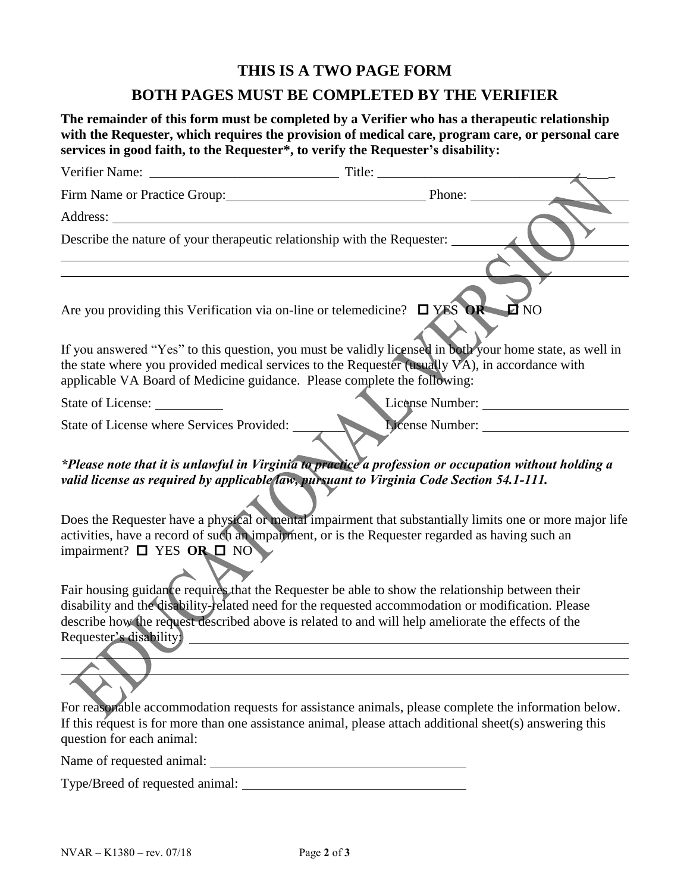## THIS IS A TWO PAGE FORM

## BOTH PAGES MUST BE COMPLETED BY THE VERIFIER

**The remainder of this form must be completed by a Verifier who has a therapeutic relationship with the Requester, which requires the provision of medical care, program care, or personal care services in good faith, to the Requester\*, to verify the Requester's disability:**

Verifier Name: ____________________________ Title: ________________________________

Firm Name or Practice Group: ______________________________ Phone: ______________________

Address: ______________________________________________________________________

Describe the nature of your therapeutic relationship with the Requester: ____________________

______________________________________________________________________________

______________________________________________________________________________

Are you providing this Verification via on-line or telemedicine? ☐ YES **OR** ☐ NO

If you answered "Yes" to this question, you must be validly licensed in both your home state, as well in the state where you provided medical services to the Requester (usually VA), in accordance with applicable VA Board of Medicine guidance. Please complete the following:

State of License: __________ License Number: ______________________

State of License where Services Provided: __________ License Number: ______________________

***Please note that it is unlawful in Virginia to practice a profession or occupation without holding a valid license as required by applicable law, pursuant to Virginia Code Section 54.1-111.***

Does the Requester have a physical or mental impairment that substantially limits one or more major life activities, have a record of such an impairment, or is the Requester regarded as having such an impairment? ☐ YES **OR** ☐ NO

Fair housing guidance requires that the Requester be able to show the relationship between their disability and the disability-related need for the requested accommodation or modification. Please describe how the request described above is related to and will help ameliorate the effects of the Requester's disability: ______________________________________________________

______________________________________________________________________________

______________________________________________________________________________

For reasonable accommodation requests for assistance animals, please complete the information below. If this request is for more than one assistance animal, please attach additional sheet(s) answering this question for each animal:

Name of requested animal: ______________________________________

Type/Breed of requested animal: __________________________________

NVAR – K1380 – rev. 07/18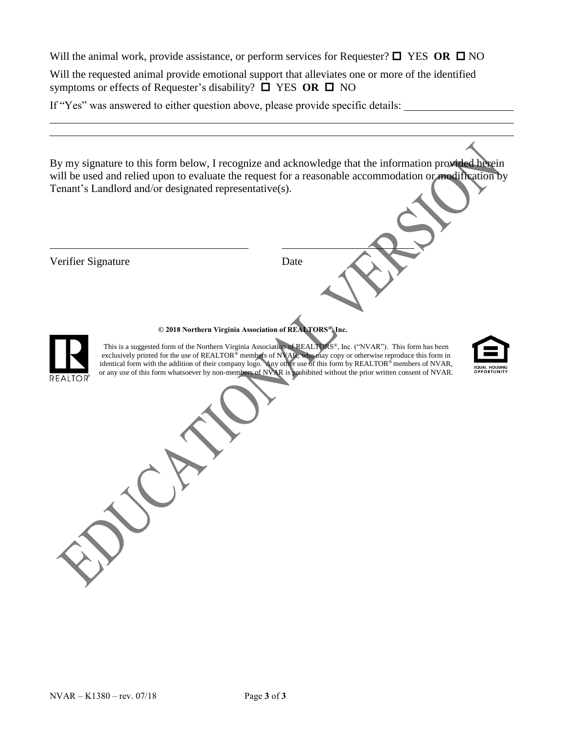Will the animal work, provide assistance, or perform services for Requester? ☐ YES **OR** ☐ NO

Will the requested animal provide emotional support that alleviates one or more of the identified symptoms or effects of Requester's disability? ☐ YES **OR** ☐ NO

If "Yes" was answered to either question above, please provide specific details: ____________________

________________________________________________________________________________

________________________________________________________________________________

By my signature to this form below, I recognize and acknowledge that the information provided herein will be used and relied upon to evaluate the request for a reasonable accommodation or modification by Tenant's Landlord and/or designated representative(s).

______________________________ ______________________

Verifier Signature Date

**© 2018 Northern Virginia Association of REALTORS®, Inc.**

This is a suggested form of the Northern Virginia Association of REALTORS®, Inc. ("NVAR"). This form has been exclusively printed for the use of REALTOR® members of NVAR, who may copy or otherwise reproduce this form in identical form with the addition of their company logo. Any other use of this form by REALTOR® members of NVAR, or any use of this form whatsoever by non-members of NVAR is prohibited without the prior written consent of NVAR.

EDUCATIONAL VERSION

NVAR – K1380 – rev. 07/18